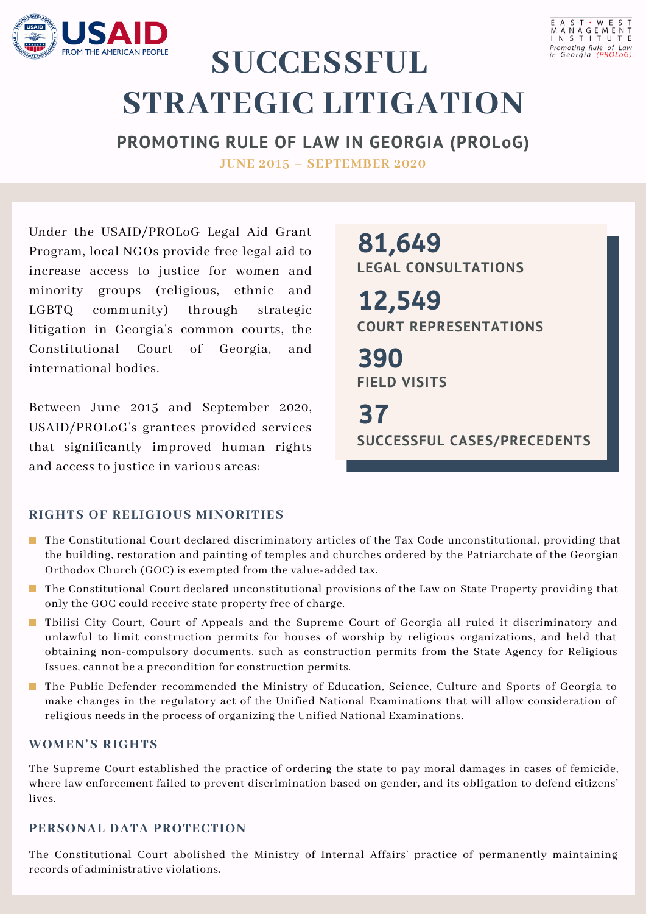# SUCCESSFUL STRATEGIC LITIGATION

## PROMOTING RULE OF LAW IN GEORGIA (PROLoG)

**JUNE 2015 – SEPTEMBER 2020**

Under the USAID/PROLoG Legal Aid Grant Program, local NGOs provide free legal aid to increase access to justice for women and minority groups (religious, ethnic and LGBTQ community) through strategic litigation in Georgia's common courts, the Constitutional Court of Georgia, and international bodies.

Between June 2015 and September 2020, USAID/PROLoG's grantees provided services that significantly improved human rights and access to justice in various areas:

**81,649**
**LEGAL CONSULTATIONS**

**12,549**
**COURT REPRESENTATIONS**

**390**
**FIELD VISITS**

**37**
**SUCCESSFUL CASES/PRECEDENTS**

### RIGHTS OF RELIGIOUS MINORITIES

- The Constitutional Court declared discriminatory articles of the Tax Code unconstitutional, providing that the building, restoration and painting of temples and churches ordered by the Patriarchate of the Georgian Orthodox Church (GOC) is exempted from the value-added tax.
- The Constitutional Court declared unconstitutional provisions of the Law on State Property providing that only the GOC could receive state property free of charge.
- Tbilisi City Court, Court of Appeals and the Supreme Court of Georgia all ruled it discriminatory and unlawful to limit construction permits for houses of worship by religious organizations, and held that obtaining non-compulsory documents, such as construction permits from the State Agency for Religious Issues, cannot be a precondition for construction permits.
- The Public Defender recommended the Ministry of Education, Science, Culture and Sports of Georgia to make changes in the regulatory act of the Unified National Examinations that will allow consideration of religious needs in the process of organizing the Unified National Examinations.

### WOMEN'S RIGHTS

The Supreme Court established the practice of ordering the state to pay moral damages in cases of femicide, where law enforcement failed to prevent discrimination based on gender, and its obligation to defend citizens' lives.

### PERSONAL DATA PROTECTION

The Constitutional Court abolished the Ministry of Internal Affairs' practice of permanently maintaining records of administrative violations.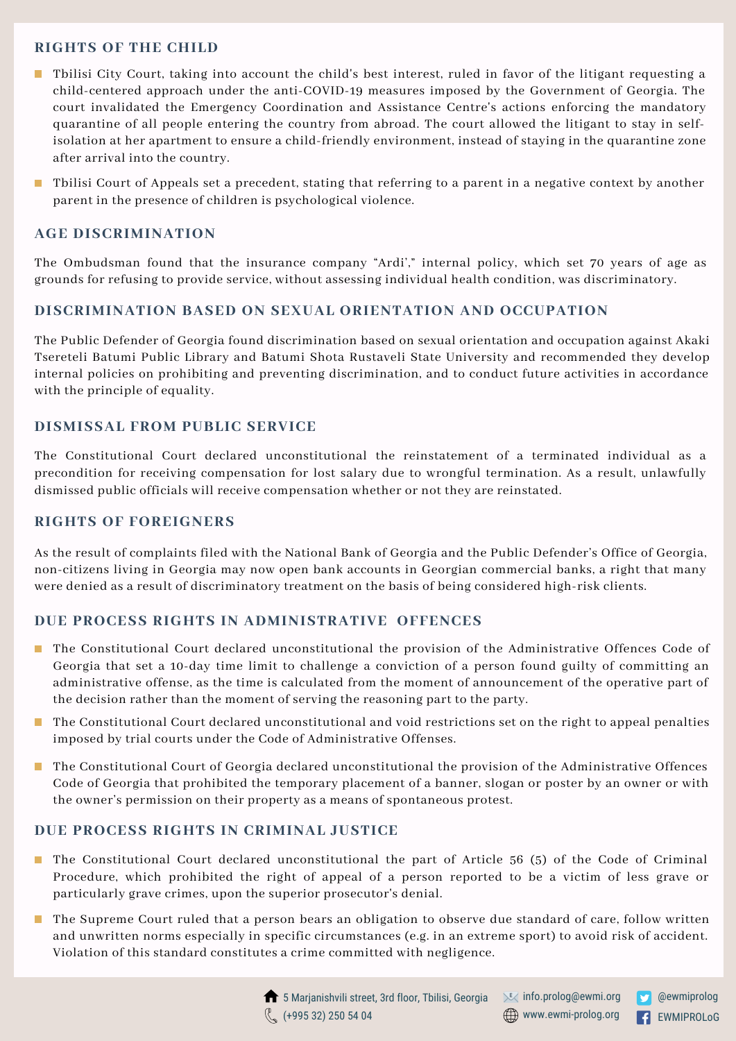## RIGHTS OF THE CHILD

- Tbilisi City Court, taking into account the child's best interest, ruled in favor of the litigant requesting a child-centered approach under the anti-COVID-19 measures imposed by the Government of Georgia. The court invalidated the Emergency Coordination and Assistance Centre's actions enforcing the mandatory quarantine of all people entering the country from abroad. The court allowed the litigant to stay in self-isolation at her apartment to ensure a child-friendly environment, instead of staying in the quarantine zone after arrival into the country.
- Tbilisi Court of Appeals set a precedent, stating that referring to a parent in a negative context by another parent in the presence of children is psychological violence.

## AGE DISCRIMINATION

The Ombudsman found that the insurance company "Ardi'," internal policy, which set 70 years of age as grounds for refusing to provide service, without assessing individual health condition, was discriminatory.

## DISCRIMINATION BASED ON SEXUAL ORIENTATION AND OCCUPATION

The Public Defender of Georgia found discrimination based on sexual orientation and occupation against Akaki Tsereteli Batumi Public Library and Batumi Shota Rustaveli State University and recommended they develop internal policies on prohibiting and preventing discrimination, and to conduct future activities in accordance with the principle of equality.

## DISMISSAL FROM PUBLIC SERVICE

The Constitutional Court declared unconstitutional the reinstatement of a terminated individual as a precondition for receiving compensation for lost salary due to wrongful termination. As a result, unlawfully dismissed public officials will receive compensation whether or not they are reinstated.

## RIGHTS OF FOREIGNERS

As the result of complaints filed with the National Bank of Georgia and the Public Defender's Office of Georgia, non-citizens living in Georgia may now open bank accounts in Georgian commercial banks, a right that many were denied as a result of discriminatory treatment on the basis of being considered high-risk clients.

## DUE PROCESS RIGHTS IN ADMINISTRATIVE OFFENCES

- The Constitutional Court declared unconstitutional the provision of the Administrative Offences Code of Georgia that set a 10-day time limit to challenge a conviction of a person found guilty of committing an administrative offense, as the time is calculated from the moment of announcement of the operative part of the decision rather than the moment of serving the reasoning part to the party.
- The Constitutional Court declared unconstitutional and void restrictions set on the right to appeal penalties imposed by trial courts under the Code of Administrative Offenses.
- The Constitutional Court of Georgia declared unconstitutional the provision of the Administrative Offences Code of Georgia that prohibited the temporary placement of a banner, slogan or poster by an owner or with the owner's permission on their property as a means of spontaneous protest.

## DUE PROCESS RIGHTS IN CRIMINAL JUSTICE

- The Constitutional Court declared unconstitutional the part of Article 56 (5) of the Code of Criminal Procedure, which prohibited the right of appeal of a person reported to be a victim of less grave or particularly grave crimes, upon the superior prosecutor's denial.
- The Supreme Court ruled that a person bears an obligation to observe due standard of care, follow written and unwritten norms especially in specific circumstances (e.g. in an extreme sport) to avoid risk of accident. Violation of this standard constitutes a crime committed with negligence.

5 Marjanishvili street, 3rd floor, Tbilisi, Georgia
(+995 32) 250 54 04
info.prolog@ewmi.org
www.ewmi-prolog.org
@ewmiprolog
EWMIPROLoG